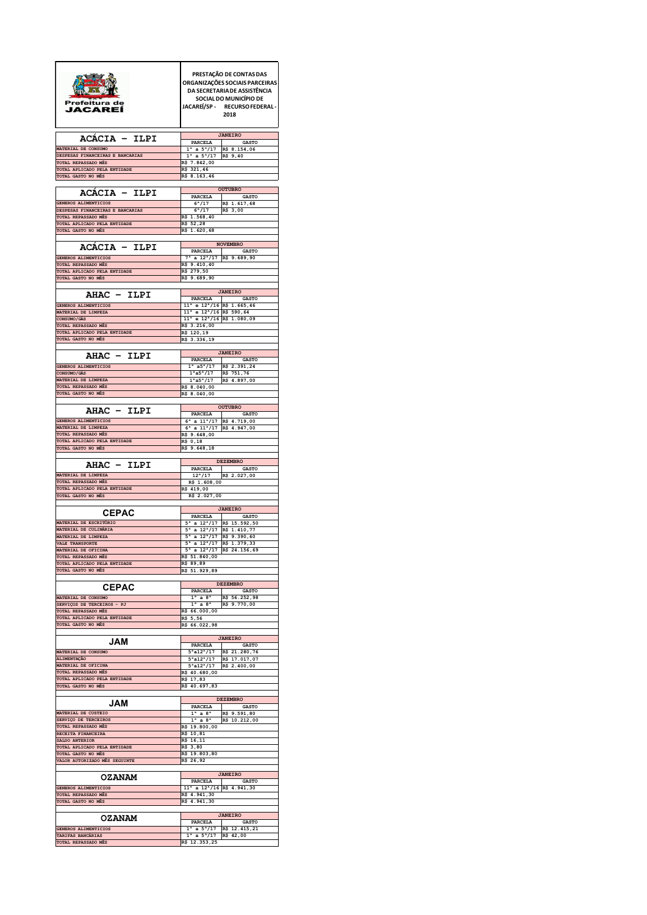Prefeitura de JACAREÍ

**PRESTAÇÃO DE CONTAS DAS ORGANIZAÇÕES SOCIAIS PARCEIRAS DA SECRETARIA DE ASSISTÊNCIA SOCIAL DO MUNICÍPIO DE JACAREÍ/SP - RECURSO FEDERAL - 2018**

| ACÁCIA – ILPI | JANEIRO | |
|---|---|---|
| | PARCELA | GASTO |
| MATERIAL DE CONSUMO | 1ª a 5ª/17 | R$ 8.154,06 |
| DESPESAS FINANCEIRAS E BANCARIAS | 1ª a 5ª/17 | R$ 9,40 |
| TOTAL REPASSADO MÊS | R$ 7.842,00 | |
| TOTAL APLICADO PELA ENTIDADE | R$ 321,46 | |
| TOTAL GASTO NO MÊS | R$ 8.163,46 | |

| ACÁCIA – ILPI | OUTUBRO | |
|---|---|---|
| | PARCELA | GASTO |
| GENEROS ALIMENTICIOS | 6ª/17 | R$ 1.617,68 |
| DESPESAS FINANCEIRAS E BANCARIAS | 6ª/17 | R$ 3,00 |
| TOTAL REPASSADO MÊS | R$ 1.568,40 | |
| TOTAL APLICADO PELA ENTIDADE | R$ 52,28 | |
| TOTAL GASTO NO MÊS | R$ 1.620,68 | |

| ACÁCIA – ILPI | NOVEMBRO | |
|---|---|---|
| | PARCELA | GASTO |
| GENEROS ALIMENTICIOS | 7ª a 12ª/17 | R$ 9.689,90 |
| TOTAL REPASSADO MÊS | R$ 9.410,40 | |
| TOTAL APLICADO PELA ENTIDADE | R$ 279,50 | |
| TOTAL GASTO NO MÊS | R$ 9.689,90 | |

| AHAC – ILPI | JANEIRO | |
|---|---|---|
| | PARCELA | GASTO |
| GENEROS ALIMENTICIOS | 11ª e 12ª/16 | R$ 1.665,46 |
| MATERIAL DE LIMPEZA | 11ª e 12ª/16 | R$ 590,64 |
| CONSUMO/GÁS | 11ª e 12ª/16 | R$ 1.080,09 |
| TOTAL REPASSADO MÊS | R$ 3.216,00 | |
| TOTAL APLICADO PELA ENTIDADE | R$ 120,19 | |
| TOTAL GASTO NO MÊS | R$ 3.336,19 | |

| AHAC – ILPI | JANEIRO | |
|---|---|---|
| | PARCELA | GASTO |
| GENEROS ALIMENTICIOS | 1ª a5ª/17 | R$ 2.391,24 |
| CONSUMO/GÁS | 1ªa5ª/17 | R$ 751,76 |
| MATERIAL DE LIMPEZA | 1ªa5ª/17 | R$ 4.897,00 |
| TOTAL REPASSADO MÊS | R$ 8.040,00 | |
| TOTAL GASTO NO MÊS | R$ 8.040,00 | |

| AHAC – ILPI | OUTUBRO | |
|---|---|---|
| | PARCELA | GASTO |
| GENEROS ALIMENTICIOS | 6ª a 11ª/17 | R$ 4.719,00 |
| MATERIAL DE LIMPEZA | 6ª a 11ª/17 | R$ 4.947,00 |
| TOTAL REPASSADO MÊS | R$ 9.648,00 | |
| TOTAL APLICADO PELA ENTIDADE | R$ 0,18 | |
| TOTAL GASTO NO MÊS | R$ 9.648,18 | |

| AHAC – ILPI | DEZEMBRO | |
|---|---|---|
| | PARCELA | GASTO |
| MATERIAL DE LIMPEZA | 12ª/17 | R$ 2.027,00 |
| TOTAL REPASSADO MÊS | R$ 1.608,00 | |
| TOTAL APLICADO PELA ENTIDADE | R$ 419,00 | |
| TOTAL GASTO NO MÊS | R$ 2.027,00 | |

| CEPAC | JANEIRO | |
|---|---|---|
| | PARCELA | GASTO |
| MATERIAL DE ESCRITÓRIO | 5ª a 12ª/17 | R$ 15.592,50 |
| MATERIAL DE CULINÁRIA | 5ª a 12ª/17 | R$ 1.410,77 |
| MATERIAL DE LIMPEZA | 5ª a 12ª/17 | R$ 9.390,60 |
| VALE TRANSPORTE | 5ª a 12ª/17 | R$ 1.379,33 |
| MATERIAL DE OFICINA | 5ª a 12ª/17 | R$ 24.156,69 |
| TOTAL REPASSADO MÊS | R$ 51.840,00 | |
| TOTAL APLICADO PELA ENTIDADE | R$ 89,89 | |
| TOTAL GASTO NO MÊS | R$ 51.929,89 | |

| CEPAC | DEZEMBRO | |
|---|---|---|
| | PARCELA | GASTO |
| MATERIAL DE CONSUMO | 1ª a 8ª | R$ 56.252,98 |
| SERVIÇOS DE TERCEIROS - PJ | 1ª a 8ª | R$ 9.770,00 |
| TOTAL REPASSADO MÊS | R$ 66.000,00 | |
| TOTAL APLICADO PELA ENTIDADE | R$ 5,56 | |
| TOTAL GASTO NO MÊS | R$ 66.022,98 | |

| JAM | JANEIRO | |
|---|---|---|
| | PARCELA | GASTO |
| MATERIAL DE CONSUMO | 5ªa12ª/17 | R$ 21.280,76 |
| ALIMENTAÇÃO | 5ªa12ª/17 | R$ 17.017,07 |
| MATERIAL DE OFICINA | 5ªa12ª/17 | R$ 2.400,00 |
| TOTAL REPASSADO MÊS | R$ 40.680,00 | |
| TOTAL APLICADO PELA ENTIDADE | R$ 17,83 | |
| TOTAL GASTO NO MÊS | R$ 40.697,83 | |

| JAM | DEZEMBRO | |
|---|---|---|
| | PARCELA | GASTO |
| MATERIAL DE CUSTEIO | 1ª a 8ª | R$ 9.591,80 |
| SERVIÇO DE TERCEIROS | 1ª a 8ª | R$ 10.212,00 |
| TOTAL REPASSADO MÊS | R$ 19.800,00 | |
| RECEITA FINANCEIRA | R$ 10,81 | |
| SALDO ANTERIOR | R$ 16,11 | |
| TOTAL APLICADO PELA ENTIDADE | R$ 3,80 | |
| TOTAL GASTO NO MÊS | R$ 19.803,80 | |
| VALOR AUTORIZADO MÊS SEGUINTE | R$ 26,92 | |

| OZANAM | JANEIRO | |
|---|---|---|
| | PARCELA | GASTO |
| GENEROS ALIMENTICIOS | 11ª a 12ª/16 | R$ 4.941,30 |
| TOTAL REPASSADO MÊS | R$ 4.941,30 | |
| TOTAL GASTO NO MÊS | R$ 4.941,30 | |

| OZANAM | JANEIRO | |
|---|---|---|
| | PARCELA | GASTO |
| GENEROS ALIMENTICIOS | 1ª a 5ª/17 | R$ 12.415,21 |
| TARIFAS BANCÁRIAS | 1ª a 5ª/17 | R$ 42,00 |
| TOTAL REPASSADO MÊS | R$ 12.353,25 | |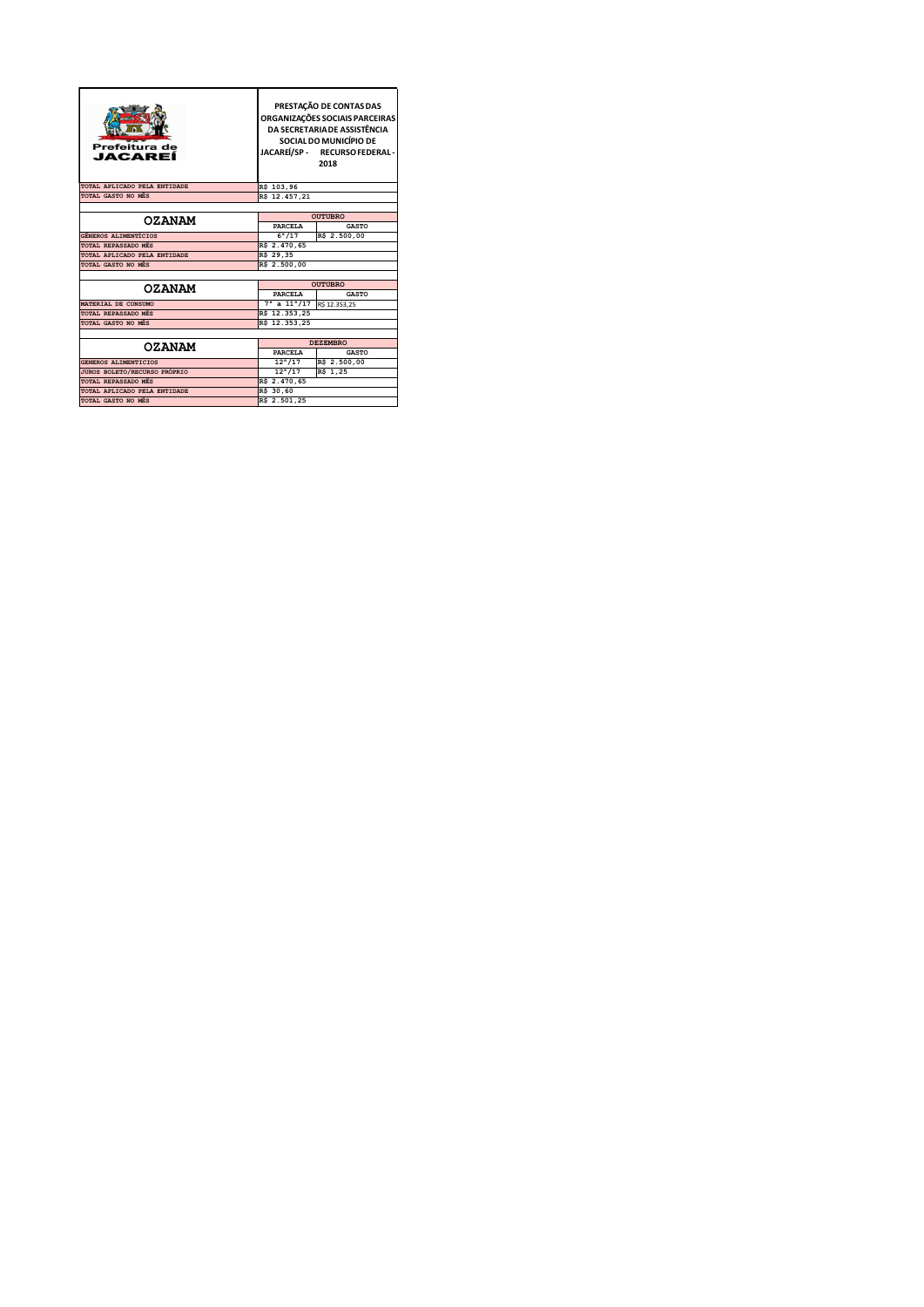Prefeitura de JACAREÍ

**PRESTAÇÃO DE CONTAS DAS ORGANIZAÇÕES SOCIAIS PARCEIRAS DA SECRETARIA DE ASSISTÊNCIA SOCIAL DO MUNICÍPIO DE JACAREÍ/SP - RECURSO FEDERAL - 2018**

| | |
|---|---|
| TOTAL APLICADO PELA ENTIDADE | R$ 103,96 |
| TOTAL GASTO NO MÊS | R$ 12.457,21 |

| OZANAM | OUTUBRO | |
|---|---|---|
| | PARCELA | GASTO |
| GÊNEROS ALIMENTÍCIOS | 6ª/17 | R$ 2.500,00 |
| TOTAL REPASSADO MÊS | R$ 2.470,65 | |
| TOTAL APLICADO PELA ENTIDADE | R$ 29,35 | |
| TOTAL GASTO NO MÊS | R$ 2.500,00 | |

| OZANAM | OUTUBRO | |
|---|---|---|
| | PARCELA | GASTO |
| MATERIAL DE CONSUMO | 7ª a 11ª/17 | R$ 12.353,25 |
| TOTAL REPASSADO MÊS | R$ 12.353,25 | |
| TOTAL GASTO NO MÊS | R$ 12.353,25 | |

| OZANAM | DEZEMBRO | |
|---|---|---|
| | PARCELA | GASTO |
| GENEROS ALIMENTICIOS | 12ª/17 | R$ 2.500,00 |
| JUROS BOLETO/RECURSO PRÓPRIO | 12ª/17 | R$ 1,25 |
| TOTAL REPASSADO MÊS | R$ 2.470,65 | |
| TOTAL APLICADO PELA ENTIDADE | R$ 30,60 | |
| TOTAL GASTO NO MÊS | R$ 2.501,25 | |